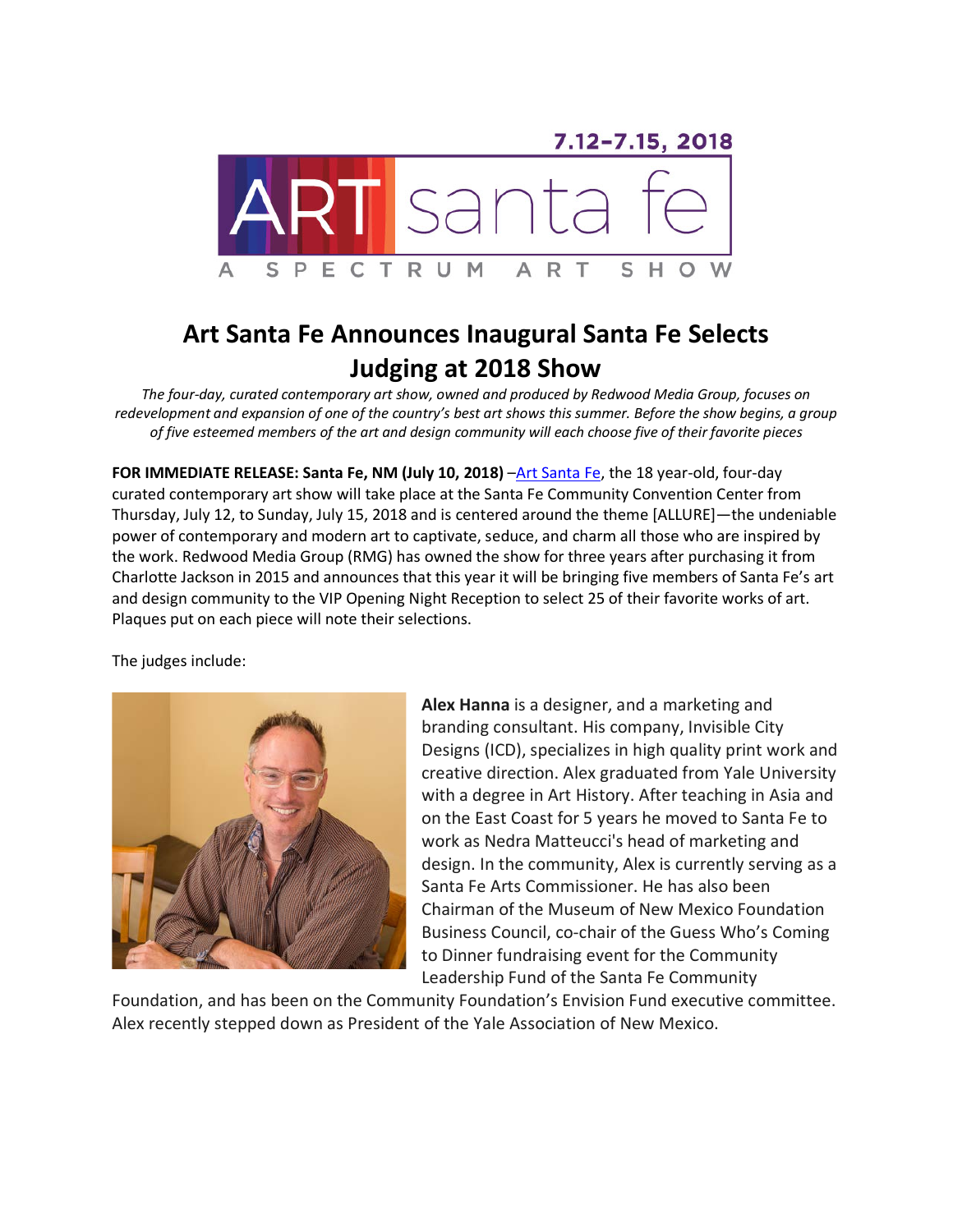7.12–7.15, 2018

ART santa fe

A SPECTRUM ART SHOW

# Art Santa Fe Announces Inaugural Santa Fe Selects Judging at 2018 Show

*The four-day, curated contemporary art show, owned and produced by Redwood Media Group, focuses on redevelopment and expansion of one of the country's best art shows this summer. Before the show begins, a group of five esteemed members of the art and design community will each choose five of their favorite pieces*

**FOR IMMEDIATE RELEASE: Santa Fe, NM (July 10, 2018)** –Art Santa Fe, the 18 year-old, four-day curated contemporary art show will take place at the Santa Fe Community Convention Center from Thursday, July 12, to Sunday, July 15, 2018 and is centered around the theme [ALLURE]—the undeniable power of contemporary and modern art to captivate, seduce, and charm all those who are inspired by the work. Redwood Media Group (RMG) has owned the show for three years after purchasing it from Charlotte Jackson in 2015 and announces that this year it will be bringing five members of Santa Fe's art and design community to the VIP Opening Night Reception to select 25 of their favorite works of art. Plaques put on each piece will note their selections.

The judges include:

**Alex Hanna** is a designer, and a marketing and branding consultant. His company, Invisible City Designs (ICD), specializes in high quality print work and creative direction. Alex graduated from Yale University with a degree in Art History. After teaching in Asia and on the East Coast for 5 years he moved to Santa Fe to work as Nedra Matteucci's head of marketing and design. In the community, Alex is currently serving as a Santa Fe Arts Commissioner. He has also been Chairman of the Museum of New Mexico Foundation Business Council, co-chair of the Guess Who's Coming to Dinner fundraising event for the Community Leadership Fund of the Santa Fe Community Foundation, and has been on the Community Foundation's Envision Fund executive committee. Alex recently stepped down as President of the Yale Association of New Mexico.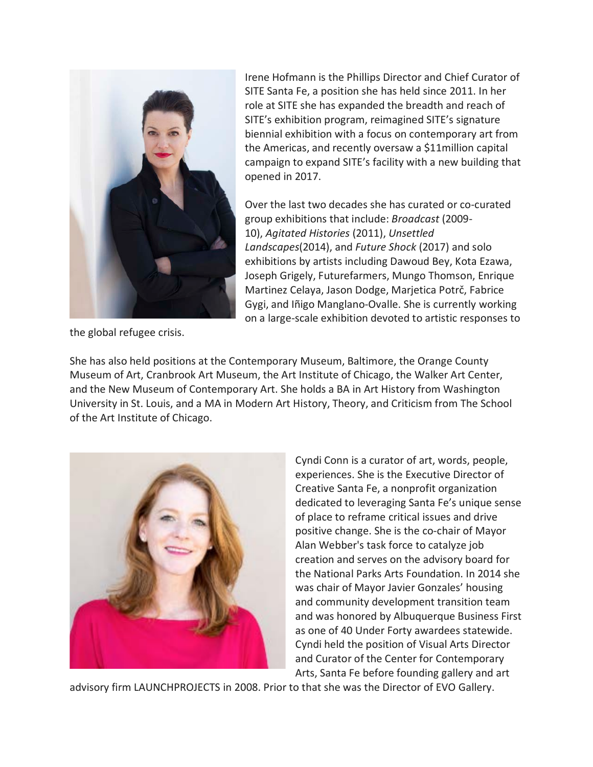Irene Hofmann is the Phillips Director and Chief Curator of SITE Santa Fe, a position she has held since 2011. In her role at SITE she has expanded the breadth and reach of SITE's exhibition program, reimagined SITE's signature biennial exhibition with a focus on contemporary art from the Americas, and recently oversaw a $11million capital campaign to expand SITE's facility with a new building that opened in 2017.

Over the last two decades she has curated or co-curated group exhibitions that include: *Broadcast* (2009-10), *Agitated Histories* (2011), *Unsettled Landscapes*(2014), and *Future Shock* (2017) and solo exhibitions by artists including Dawoud Bey, Kota Ezawa, Joseph Grigely, Futurefarmers, Mungo Thomson, Enrique Martinez Celaya, Jason Dodge, Marjetica Potrč, Fabrice Gygi, and Iñigo Manglano-Ovalle. She is currently working on a large-scale exhibition devoted to artistic responses to the global refugee crisis.

She has also held positions at the Contemporary Museum, Baltimore, the Orange County Museum of Art, Cranbrook Art Museum, the Art Institute of Chicago, the Walker Art Center, and the New Museum of Contemporary Art. She holds a BA in Art History from Washington University in St. Louis, and a MA in Modern Art History, Theory, and Criticism from The School of the Art Institute of Chicago.

Cyndi Conn is a curator of art, words, people, experiences. She is the Executive Director of Creative Santa Fe, a nonprofit organization dedicated to leveraging Santa Fe's unique sense of place to reframe critical issues and drive positive change. She is the co-chair of Mayor Alan Webber's task force to catalyze job creation and serves on the advisory board for the National Parks Arts Foundation. In 2014 she was chair of Mayor Javier Gonzales' housing and community development transition team and was honored by Albuquerque Business First as one of 40 Under Forty awardees statewide. Cyndi held the position of Visual Arts Director and Curator of the Center for Contemporary Arts, Santa Fe before founding gallery and art advisory firm LAUNCHPROJECTS in 2008. Prior to that she was the Director of EVO Gallery.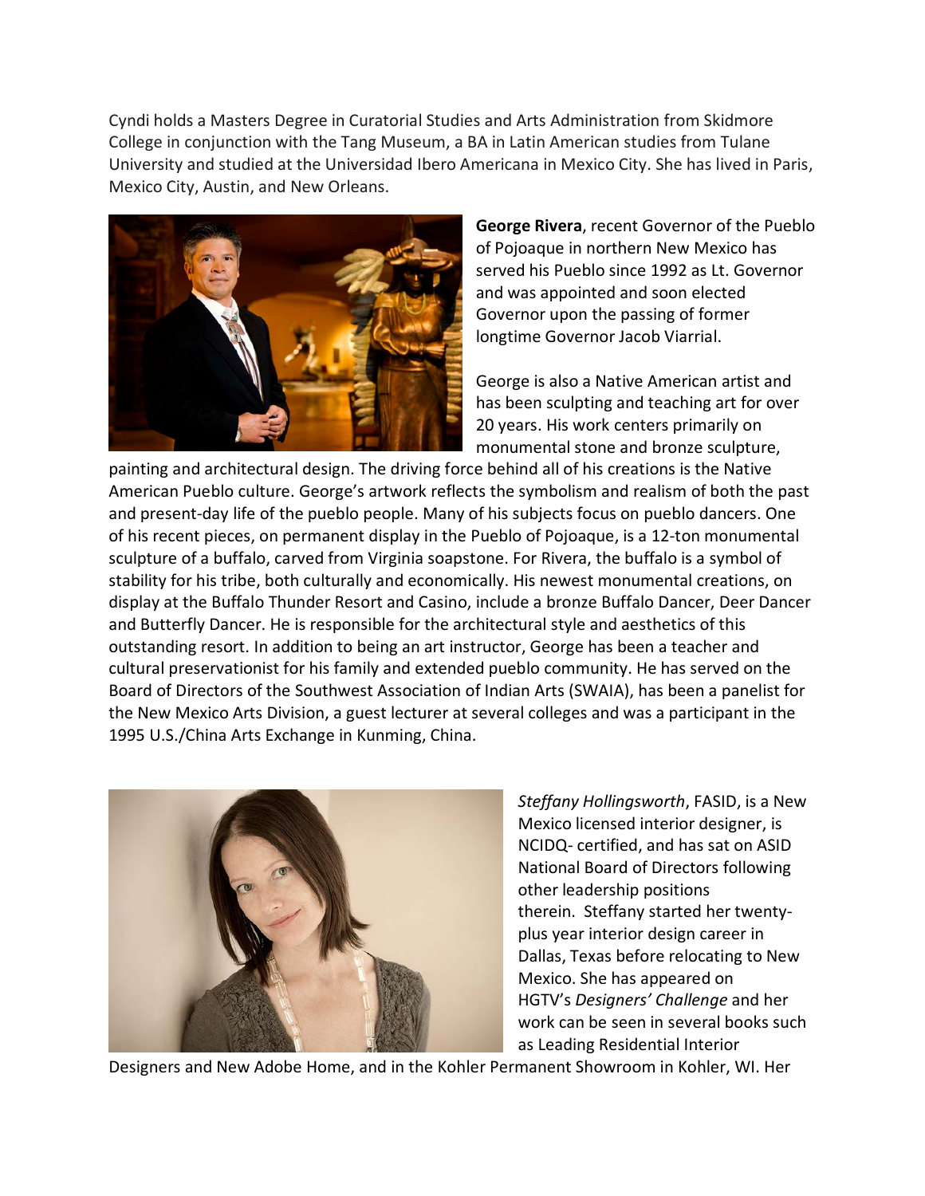Cyndi holds a Masters Degree in Curatorial Studies and Arts Administration from Skidmore College in conjunction with the Tang Museum, a BA in Latin American studies from Tulane University and studied at the Universidad Ibero Americana in Mexico City. She has lived in Paris, Mexico City, Austin, and New Orleans.

**George Rivera**, recent Governor of the Pueblo of Pojoaque in northern New Mexico has served his Pueblo since 1992 as Lt. Governor and was appointed and soon elected Governor upon the passing of former longtime Governor Jacob Viarrial.

George is also a Native American artist and has been sculpting and teaching art for over 20 years. His work centers primarily on monumental stone and bronze sculpture, painting and architectural design. The driving force behind all of his creations is the Native American Pueblo culture. George's artwork reflects the symbolism and realism of both the past and present-day life of the pueblo people. Many of his subjects focus on pueblo dancers. One of his recent pieces, on permanent display in the Pueblo of Pojoaque, is a 12-ton monumental sculpture of a buffalo, carved from Virginia soapstone. For Rivera, the buffalo is a symbol of stability for his tribe, both culturally and economically. His newest monumental creations, on display at the Buffalo Thunder Resort and Casino, include a bronze Buffalo Dancer, Deer Dancer and Butterfly Dancer. He is responsible for the architectural style and aesthetics of this outstanding resort. In addition to being an art instructor, George has been a teacher and cultural preservationist for his family and extended pueblo community. He has served on the Board of Directors of the Southwest Association of Indian Arts (SWAIA), has been a panelist for the New Mexico Arts Division, a guest lecturer at several colleges and was a participant in the 1995 U.S./China Arts Exchange in Kunming, China.

*Steffany Hollingsworth*, FASID, is a New Mexico licensed interior designer, is NCIDQ- certified, and has sat on ASID National Board of Directors following other leadership positions therein. Steffany started her twenty-plus year interior design career in Dallas, Texas before relocating to New Mexico. She has appeared on HGTV's *Designers' Challenge* and her work can be seen in several books such as Leading Residential Interior Designers and New Adobe Home, and in the Kohler Permanent Showroom in Kohler, WI. Her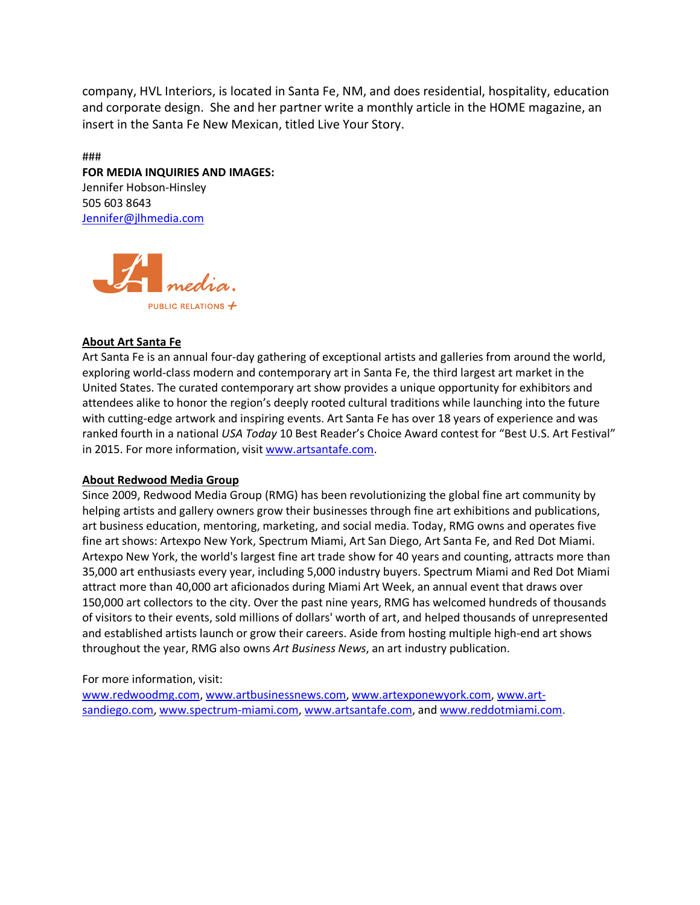company, HVL Interiors, is located in Santa Fe, NM, and does residential, hospitality, education and corporate design. She and her partner write a monthly article in the HOME magazine, an insert in the Santa Fe New Mexican, titled Live Your Story.

###

**FOR MEDIA INQUIRIES AND IMAGES:**
Jennifer Hobson-Hinsley
505 603 8643
Jennifer@jlhmedia.com

JLH media.
PUBLIC RELATIONS +

**About Art Santa Fe**

Art Santa Fe is an annual four-day gathering of exceptional artists and galleries from around the world, exploring world-class modern and contemporary art in Santa Fe, the third largest art market in the United States. The curated contemporary art show provides a unique opportunity for exhibitors and attendees alike to honor the region's deeply rooted cultural traditions while launching into the future with cutting-edge artwork and inspiring events. Art Santa Fe has over 18 years of experience and was ranked fourth in a national *USA Today* 10 Best Reader's Choice Award contest for "Best U.S. Art Festival" in 2015. For more information, visit www.artsantafe.com.

**About Redwood Media Group**

Since 2009, Redwood Media Group (RMG) has been revolutionizing the global fine art community by helping artists and gallery owners grow their businesses through fine art exhibitions and publications, art business education, mentoring, marketing, and social media. Today, RMG owns and operates five fine art shows: Artexpo New York, Spectrum Miami, Art San Diego, Art Santa Fe, and Red Dot Miami. Artexpo New York, the world's largest fine art trade show for 40 years and counting, attracts more than 35,000 art enthusiasts every year, including 5,000 industry buyers. Spectrum Miami and Red Dot Miami attract more than 40,000 art aficionados during Miami Art Week, an annual event that draws over 150,000 art collectors to the city. Over the past nine years, RMG has welcomed hundreds of thousands of visitors to their events, sold millions of dollars' worth of art, and helped thousands of unrepresented and established artists launch or grow their careers. Aside from hosting multiple high-end art shows throughout the year, RMG also owns *Art Business News*, an art industry publication.

For more information, visit:
www.redwoodmg.com, www.artbusinessnews.com, www.artexponewyork.com, www.art-sandiego.com, www.spectrum-miami.com, www.artsantafe.com, and www.reddotmiami.com.